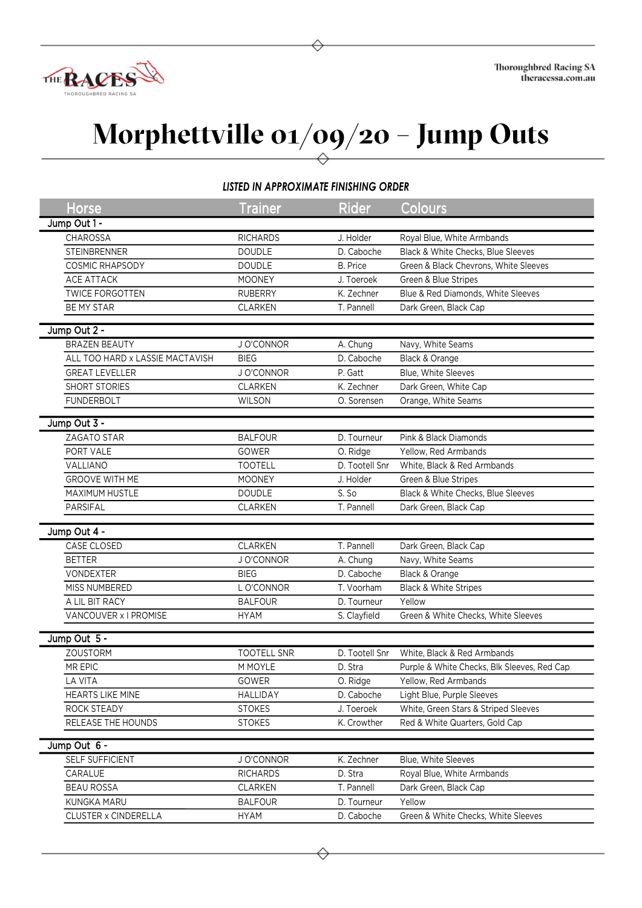# Morphettville 01/09/20 – Jump Outs

***LISTED IN APPROXIMATE FINISHING ORDER***

| Horse | Trainer | Rider | Colours |
|---|---|---|---|
| **Jump Out 1 -** | | | |
| CHAROSSA | RICHARDS | J. Holder | Royal Blue, White Armbands |
| STEINBRENNER | DOUDLE | D. Caboche | Black & White Checks, Blue Sleeves |
| COSMIC RHAPSODY | DOUDLE | B. Price | Green & Black Chevrons, White Sleeves |
| ACE ATTACK | MOONEY | J. Toeroek | Green & Blue Stripes |
| TWICE FORGOTTEN | RUBERRY | K. Zechner | Blue & Red Diamonds, White Sleeves |
| BE MY STAR | CLARKEN | T. Pannell | Dark Green, Black Cap |
| **Jump Out 2 -** | | | |
| BRAZEN BEAUTY | J O'CONNOR | A. Chung | Navy, White Seams |
| ALL TOO HARD x LASSIE MACTAVISH | BIEG | D. Caboche | Black & Orange |
| GREAT LEVELLER | J O'CONNOR | P. Gatt | Blue, White Sleeves |
| SHORT STORIES | CLARKEN | K. Zechner | Dark Green, White Cap |
| FUNDERBOLT | WILSON | O. Sorensen | Orange, White Seams |
| **Jump Out 3 -** | | | |
| ZAGATO STAR | BALFOUR | D. Tourneur | Pink & Black Diamonds |
| PORT VALE | GOWER | O. Ridge | Yellow, Red Armbands |
| VALLIANO | TOOTELL | D. Tootell Snr | White, Black & Red Armbands |
| GROOVE WITH ME | MOONEY | J. Holder | Green & Blue Stripes |
| MAXIMUM HUSTLE | DOUDLE | S. So | Black & White Checks, Blue Sleeves |
| PARSIFAL | CLARKEN | T. Pannell | Dark Green, Black Cap |
| **Jump Out 4 -** | | | |
| CASE CLOSED | CLARKEN | T. Pannell | Dark Green, Black Cap |
| BETTER | J O'CONNOR | A. Chung | Navy, White Seams |
| VONDEXTER | BIEG | D. Caboche | Black & Orange |
| MISS NUMBERED | L O'CONNOR | T. Voorham | Black & White Stripes |
| A LIL BIT RACY | BALFOUR | D. Tourneur | Yellow |
| VANCOUVER x I PROMISE | HYAM | S. Clayfield | Green & White Checks, White Sleeves |
| **Jump Out 5 -** | | | |
| ZOUSTORM | TOOTELL SNR | D. Tootell Snr | White, Black & Red Armbands |
| MR EPIC | M MOYLE | D. Stra | Purple & White Checks, Blk Sleeves, Red Cap |
| LA VITA | GOWER | O. Ridge | Yellow, Red Armbands |
| HEARTS LIKE MINE | HALLIDAY | D. Caboche | Light Blue, Purple Sleeves |
| ROCK STEADY | STOKES | J. Toeroek | White, Green Stars & Striped Sleeves |
| RELEASE THE HOUNDS | STOKES | K. Crowther | Red & White Quarters, Gold Cap |
| **Jump Out 6 -** | | | |
| SELF SUFFICIENT | J O'CONNOR | K. Zechner | Blue, White Sleeves |
| CARALUE | RICHARDS | D. Stra | Royal Blue, White Armbands |
| BEAU ROSSA | CLARKEN | T. Pannell | Dark Green, Black Cap |
| KUNGKA MARU | BALFOUR | D. Tourneur | Yellow |
| CLUSTER x CINDERELLA | HYAM | D. Caboche | Green & White Checks, White Sleeves |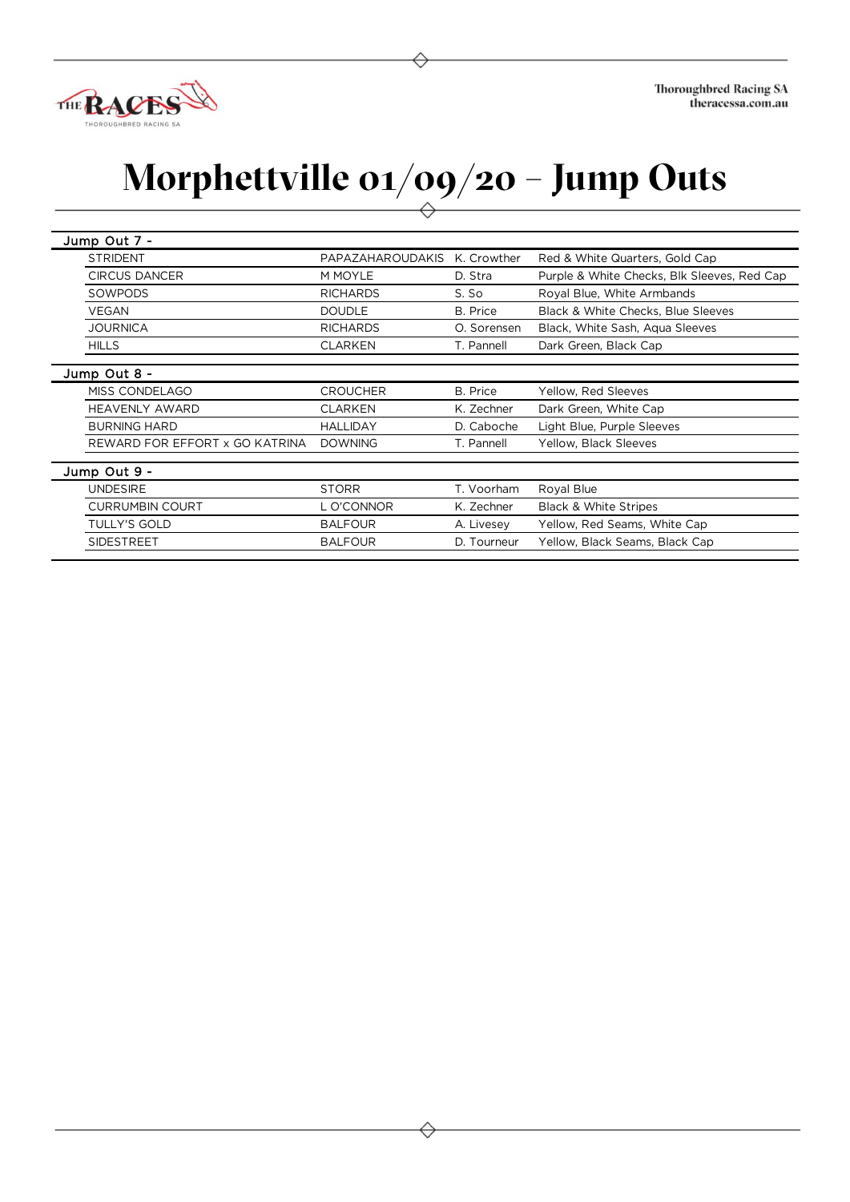# Morphettville 01/09/20 – Jump Outs

**Jump Out 7 -**

| | | | |
|---|---|---|---|
| STRIDENT | PAPAZAHAROUDAKIS | K. Crowther | Red & White Quarters, Gold Cap |
| CIRCUS DANCER | M MOYLE | D. Stra | Purple & White Checks, Blk Sleeves, Red Cap |
| SOWPODS | RICHARDS | S. So | Royal Blue, White Armbands |
| VEGAN | DOUDLE | B. Price | Black & White Checks, Blue Sleeves |
| JOURNICA | RICHARDS | O. Sorensen | Black, White Sash, Aqua Sleeves |
| HILLS | CLARKEN | T. Pannell | Dark Green, Black Cap |

**Jump Out 8 -**

| | | | |
|---|---|---|---|
| MISS CONDELAGO | CROUCHER | B. Price | Yellow, Red Sleeves |
| HEAVENLY AWARD | CLARKEN | K. Zechner | Dark Green, White Cap |
| BURNING HARD | HALLIDAY | D. Caboche | Light Blue, Purple Sleeves |
| REWARD FOR EFFORT x GO KATRINA | DOWNING | T. Pannell | Yellow, Black Sleeves |

**Jump Out 9 -**

| | | | |
|---|---|---|---|
| UNDESIRE | STORR | T. Voorham | Royal Blue |
| CURRUMBIN COURT | L O'CONNOR | K. Zechner | Black & White Stripes |
| TULLY'S GOLD | BALFOUR | A. Livesey | Yellow, Red Seams, White Cap |
| SIDESTREET | BALFOUR | D. Tourneur | Yellow, Black Seams, Black Cap |